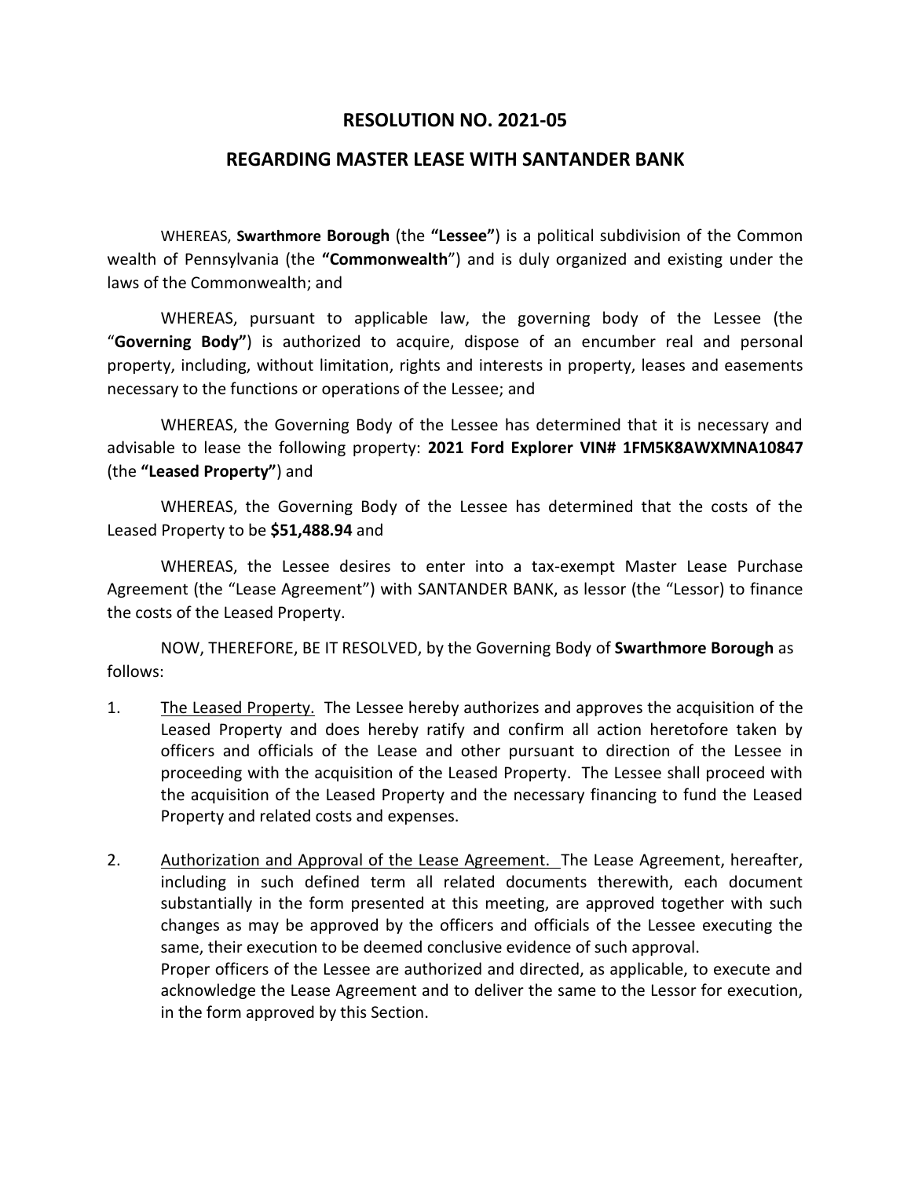# RESOLUTION NO. 2021-05

## REGARDING MASTER LEASE WITH SANTANDER BANK

WHEREAS, **Swarthmore Borough** (the **"Lessee"**) is a political subdivision of the Common wealth of Pennsylvania (the **"Commonwealth"**) and is duly organized and existing under the laws of the Commonwealth; and

WHEREAS, pursuant to applicable law, the governing body of the Lessee (the "**Governing Body"**) is authorized to acquire, dispose of an encumber real and personal property, including, without limitation, rights and interests in property, leases and easements necessary to the functions or operations of the Lessee; and

WHEREAS, the Governing Body of the Lessee has determined that it is necessary and advisable to lease the following property: **2021 Ford Explorer VIN# 1FM5K8AWXMNA10847** (the **"Leased Property"**) and

WHEREAS, the Governing Body of the Lessee has determined that the costs of the Leased Property to be **$51,488.94** and

WHEREAS, the Lessee desires to enter into a tax-exempt Master Lease Purchase Agreement (the "Lease Agreement") with SANTANDER BANK, as lessor (the "Lessor) to finance the costs of the Leased Property.

NOW, THEREFORE, BE IT RESOLVED, by the Governing Body of **Swarthmore Borough** as follows:

1. The Leased Property. The Lessee hereby authorizes and approves the acquisition of the Leased Property and does hereby ratify and confirm all action heretofore taken by officers and officials of the Lease and other pursuant to direction of the Lessee in proceeding with the acquisition of the Leased Property. The Lessee shall proceed with the acquisition of the Leased Property and the necessary financing to fund the Leased Property and related costs and expenses.

2. Authorization and Approval of the Lease Agreement. The Lease Agreement, hereafter, including in such defined term all related documents therewith, each document substantially in the form presented at this meeting, are approved together with such changes as may be approved by the officers and officials of the Lessee executing the same, their execution to be deemed conclusive evidence of such approval.
   Proper officers of the Lessee are authorized and directed, as applicable, to execute and acknowledge the Lease Agreement and to deliver the same to the Lessor for execution, in the form approved by this Section.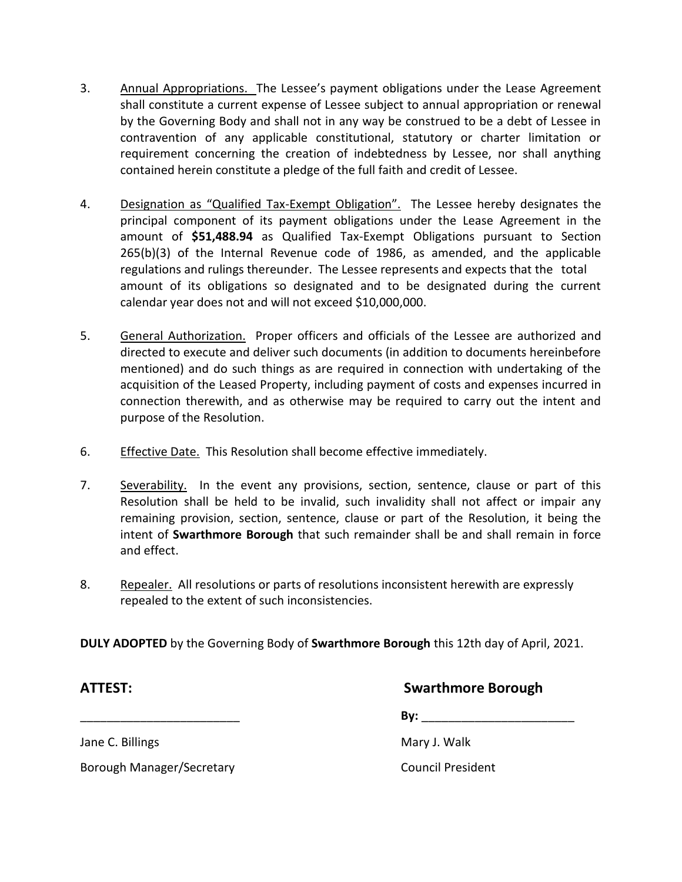3. Annual Appropriations. The Lessee's payment obligations under the Lease Agreement shall constitute a current expense of Lessee subject to annual appropriation or renewal by the Governing Body and shall not in any way be construed to be a debt of Lessee in contravention of any applicable constitutional, statutory or charter limitation or requirement concerning the creation of indebtedness by Lessee, nor shall anything contained herein constitute a pledge of the full faith and credit of Lessee.

4. Designation as "Qualified Tax-Exempt Obligation". The Lessee hereby designates the principal component of its payment obligations under the Lease Agreement in the amount of **$51,488.94** as Qualified Tax-Exempt Obligations pursuant to Section 265(b)(3) of the Internal Revenue code of 1986, as amended, and the applicable regulations and rulings thereunder. The Lessee represents and expects that the total amount of its obligations so designated and to be designated during the current calendar year does not and will not exceed $10,000,000.

5. General Authorization. Proper officers and officials of the Lessee are authorized and directed to execute and deliver such documents (in addition to documents hereinbefore mentioned) and do such things as are required in connection with undertaking of the acquisition of the Leased Property, including payment of costs and expenses incurred in connection therewith, and as otherwise may be required to carry out the intent and purpose of the Resolution.

6. Effective Date. This Resolution shall become effective immediately.

7. Severability. In the event any provisions, section, sentence, clause or part of this Resolution shall be held to be invalid, such invalidity shall not affect or impair any remaining provision, section, sentence, clause or part of the Resolution, it being the intent of **Swarthmore Borough** that such remainder shall be and shall remain in force and effect.

8. Repealer. All resolutions or parts of resolutions inconsistent herewith are expressly repealed to the extent of such inconsistencies.

**DULY ADOPTED** by the Governing Body of **Swarthmore Borough** this 12th day of April, 2021.

**ATTEST:**

________________________

Jane C. Billings

Borough Manager/Secretary

**Swarthmore Borough**

**By:** ________________________

Mary J. Walk

Council President